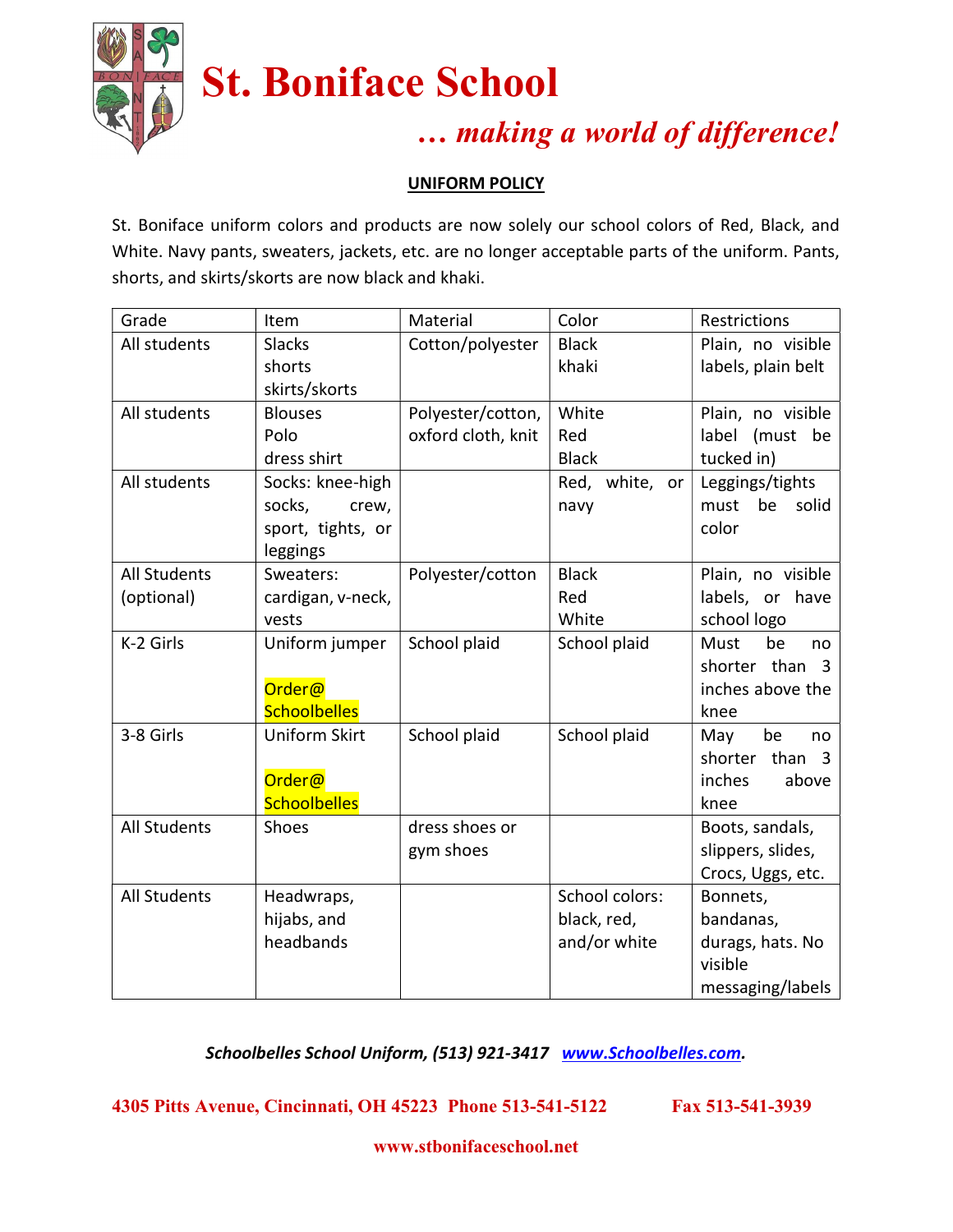# St. Boniface School

***… making a world of difference!***

## UNIFORM POLICY

St. Boniface uniform colors and products are now solely our school colors of Red, Black, and White. Navy pants, sweaters, jackets, etc. are no longer acceptable parts of the uniform. Pants, shorts, and skirts/skorts are now black and khaki.

| Grade | Item | Material | Color | Restrictions |
|---|---|---|---|---|
| All students | Slacks<br>shorts<br>skirts/skorts | Cotton/polyester | Black<br>khaki | Plain, no visible labels, plain belt |
| All students | Blouses<br>Polo<br>dress shirt | Polyester/cotton, oxford cloth, knit | White<br>Red<br>Black | Plain, no visible label (must be tucked in) |
| All students | Socks: knee-high socks, crew, sport, tights, or leggings | | Red, white, or navy | Leggings/tights must be solid color |
| All Students (optional) | Sweaters: cardigan, v-neck, vests | Polyester/cotton | Black<br>Red<br>White | Plain, no visible labels, or have school logo |
| K-2 Girls | Uniform jumper<br><br>Order@ Schoolbelles | School plaid | School plaid | Must be no shorter than 3 inches above the knee |
| 3-8 Girls | Uniform Skirt<br><br>Order@ Schoolbelles | School plaid | School plaid | May be no shorter than 3 inches above knee |
| All Students | Shoes | dress shoes or gym shoes | | Boots, sandals, slippers, slides, Crocs, Uggs, etc. |
| All Students | Headwraps, hijabs, and headbands | | School colors: black, red, and/or white | Bonnets, bandanas, durags, hats. No visible messaging/labels |

***Schoolbelles School Uniform, (513) 921-3417 [www.Schoolbelles.com](http://www.Schoolbelles.com).***

**4305 Pitts Avenue, Cincinnati, OH 45223 Phone 513-541-5122 Fax 513-541-3939**

**www.stbonifaceschool.net**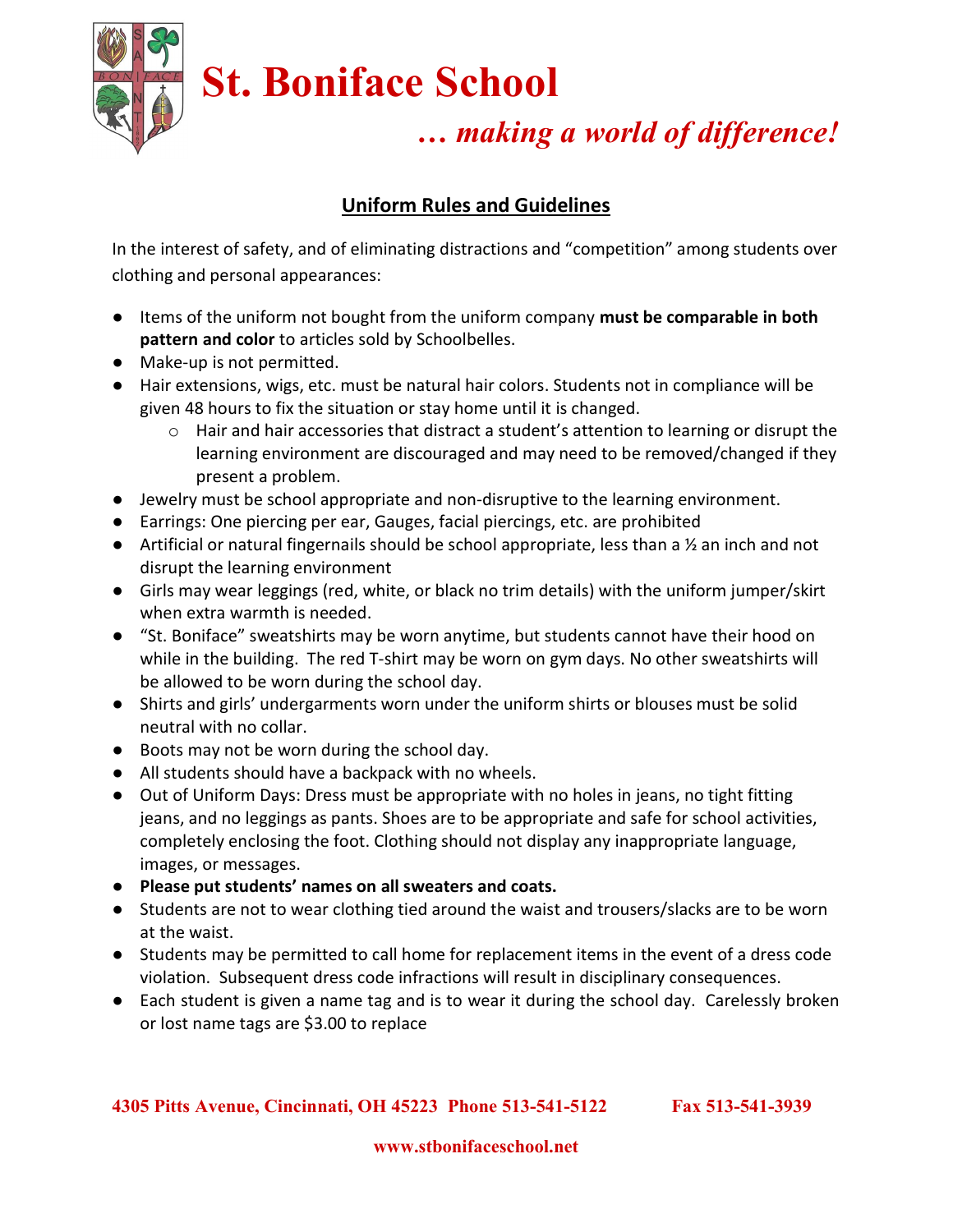# St. Boniface School

*… making a world of difference!*

## Uniform Rules and Guidelines

In the interest of safety, and of eliminating distractions and "competition" among students over clothing and personal appearances:

- Items of the uniform not bought from the uniform company **must be comparable in both pattern and color** to articles sold by Schoolbelles.
- Make-up is not permitted.
- Hair extensions, wigs, etc. must be natural hair colors. Students not in compliance will be given 48 hours to fix the situation or stay home until it is changed.
  - Hair and hair accessories that distract a student's attention to learning or disrupt the learning environment are discouraged and may need to be removed/changed if they present a problem.
- Jewelry must be school appropriate and non-disruptive to the learning environment.
- Earrings: One piercing per ear, Gauges, facial piercings, etc. are prohibited
- Artificial or natural fingernails should be school appropriate, less than a ½ an inch and not disrupt the learning environment
- Girls may wear leggings (red, white, or black no trim details) with the uniform jumper/skirt when extra warmth is needed.
- "St. Boniface" sweatshirts may be worn anytime, but students cannot have their hood on while in the building. The red T-shirt may be worn on gym days. No other sweatshirts will be allowed to be worn during the school day.
- Shirts and girls' undergarments worn under the uniform shirts or blouses must be solid neutral with no collar.
- Boots may not be worn during the school day.
- All students should have a backpack with no wheels.
- Out of Uniform Days: Dress must be appropriate with no holes in jeans, no tight fitting jeans, and no leggings as pants. Shoes are to be appropriate and safe for school activities, completely enclosing the foot. Clothing should not display any inappropriate language, images, or messages.
- **Please put students' names on all sweaters and coats.**
- Students are not to wear clothing tied around the waist and trousers/slacks are to be worn at the waist.
- Students may be permitted to call home for replacement items in the event of a dress code violation. Subsequent dress code infractions will result in disciplinary consequences.
- Each student is given a name tag and is to wear it during the school day. Carelessly broken or lost name tags are $3.00 to replace

**4305 Pitts Avenue, Cincinnati, OH 45223 Phone 513-541-5122 Fax 513-541-3939**

**www.stbonifaceschool.net**